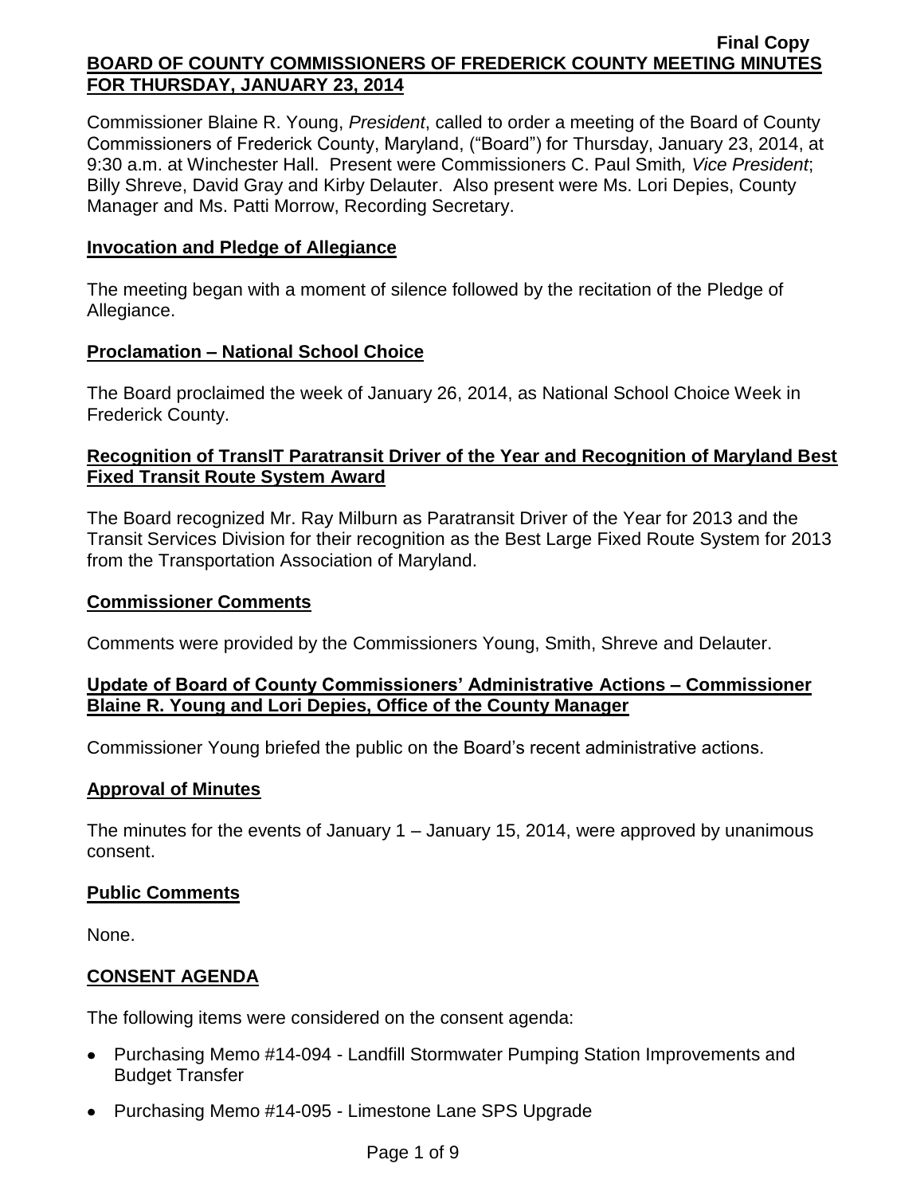Final Copy

# BOARD OF COUNTY COMMISSIONERS OF FREDERICK COUNTY MEETING MINUTES FOR THURSDAY, JANUARY 23, 2014

Commissioner Blaine R. Young, *President*, called to order a meeting of the Board of County Commissioners of Frederick County, Maryland, ("Board") for Thursday, January 23, 2014, at 9:30 a.m. at Winchester Hall. Present were Commissioners C. Paul Smith*, Vice President*; Billy Shreve, David Gray and Kirby Delauter. Also present were Ms. Lori Depies, County Manager and Ms. Patti Morrow, Recording Secretary.

## Invocation and Pledge of Allegiance

The meeting began with a moment of silence followed by the recitation of the Pledge of Allegiance.

## Proclamation – National School Choice

The Board proclaimed the week of January 26, 2014, as National School Choice Week in Frederick County.

## Recognition of TransIT Paratransit Driver of the Year and Recognition of Maryland Best Fixed Transit Route System Award

The Board recognized Mr. Ray Milburn as Paratransit Driver of the Year for 2013 and the Transit Services Division for their recognition as the Best Large Fixed Route System for 2013 from the Transportation Association of Maryland.

## Commissioner Comments

Comments were provided by the Commissioners Young, Smith, Shreve and Delauter.

## Update of Board of County Commissioners' Administrative Actions – Commissioner Blaine R. Young and Lori Depies, Office of the County Manager

Commissioner Young briefed the public on the Board's recent administrative actions.

## Approval of Minutes

The minutes for the events of January 1 – January 15, 2014, were approved by unanimous consent.

## Public Comments

None.

## CONSENT AGENDA

The following items were considered on the consent agenda:

- Purchasing Memo #14-094 - Landfill Stormwater Pumping Station Improvements and Budget Transfer
- Purchasing Memo #14-095 - Limestone Lane SPS Upgrade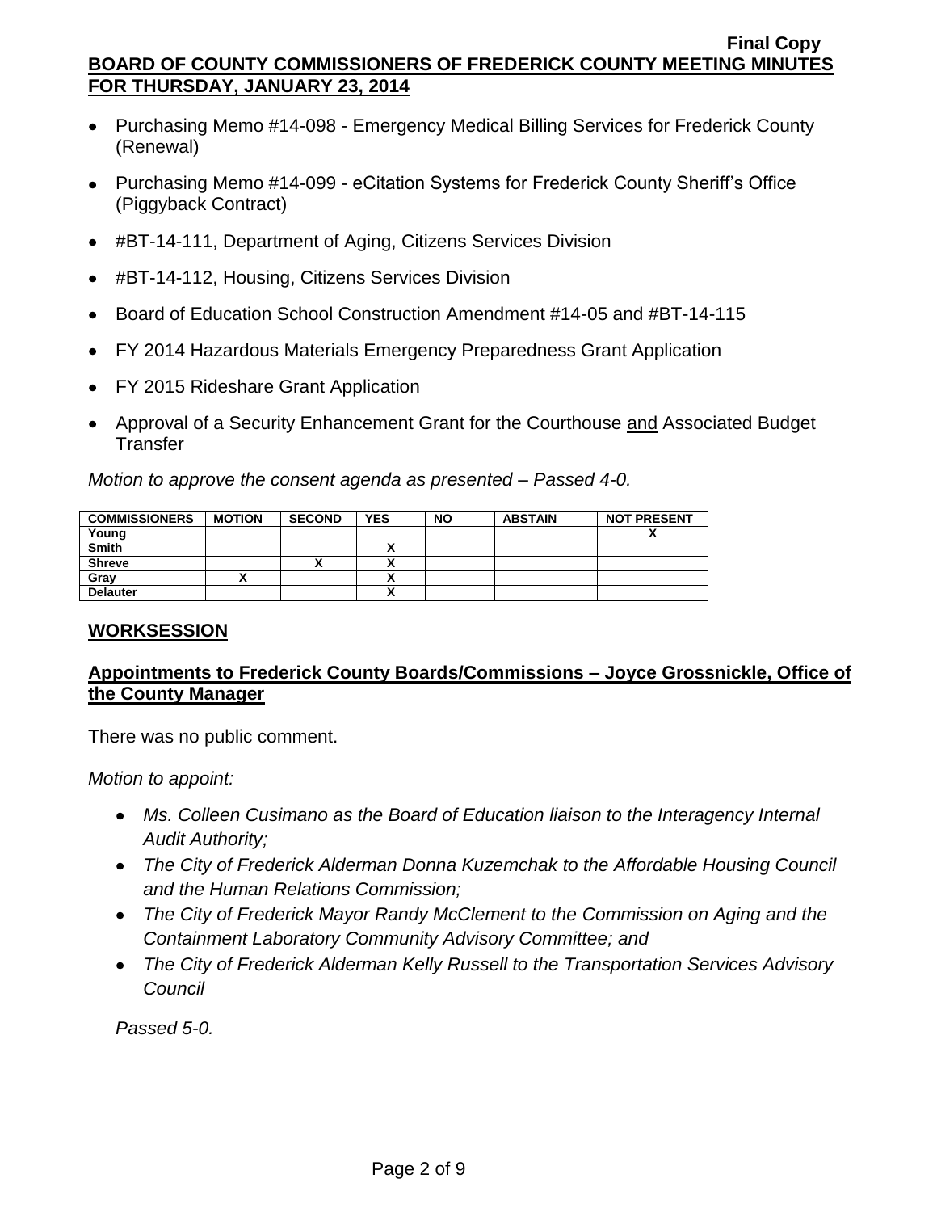- Purchasing Memo #14-098 - Emergency Medical Billing Services for Frederick County (Renewal)
- Purchasing Memo #14-099 - eCitation Systems for Frederick County Sheriff's Office (Piggyback Contract)
- #BT-14-111, Department of Aging, Citizens Services Division
- #BT-14-112, Housing, Citizens Services Division
- Board of Education School Construction Amendment #14-05 and #BT-14-115
- FY 2014 Hazardous Materials Emergency Preparedness Grant Application
- FY 2015 Rideshare Grant Application
- Approval of a Security Enhancement Grant for the Courthouse <u>and</u> Associated Budget Transfer

*Motion to approve the consent agenda as presented – Passed 4-0.*

| COMMISSIONERS | MOTION | SECOND | YES | NO | ABSTAIN | NOT PRESENT |
|---|---|---|---|---|---|---|
| Young | | | | | | X |
| Smith | | | X | | | |
| Shreve | | X | X | | | |
| Gray | X | | X | | | |
| Delauter | | | X | | | |

## WORKSESSION

## Appointments to Frederick County Boards/Commissions – Joyce Grossnickle, Office of the County Manager

There was no public comment.

*Motion to appoint:*

- *Ms. Colleen Cusimano as the Board of Education liaison to the Interagency Internal Audit Authority;*
- *The City of Frederick Alderman Donna Kuzemchak to the Affordable Housing Council and the Human Relations Commission;*
- *The City of Frederick Mayor Randy McClement to the Commission on Aging and the Containment Laboratory Community Advisory Committee; and*
- *The City of Frederick Alderman Kelly Russell to the Transportation Services Advisory Council*

*Passed 5-0.*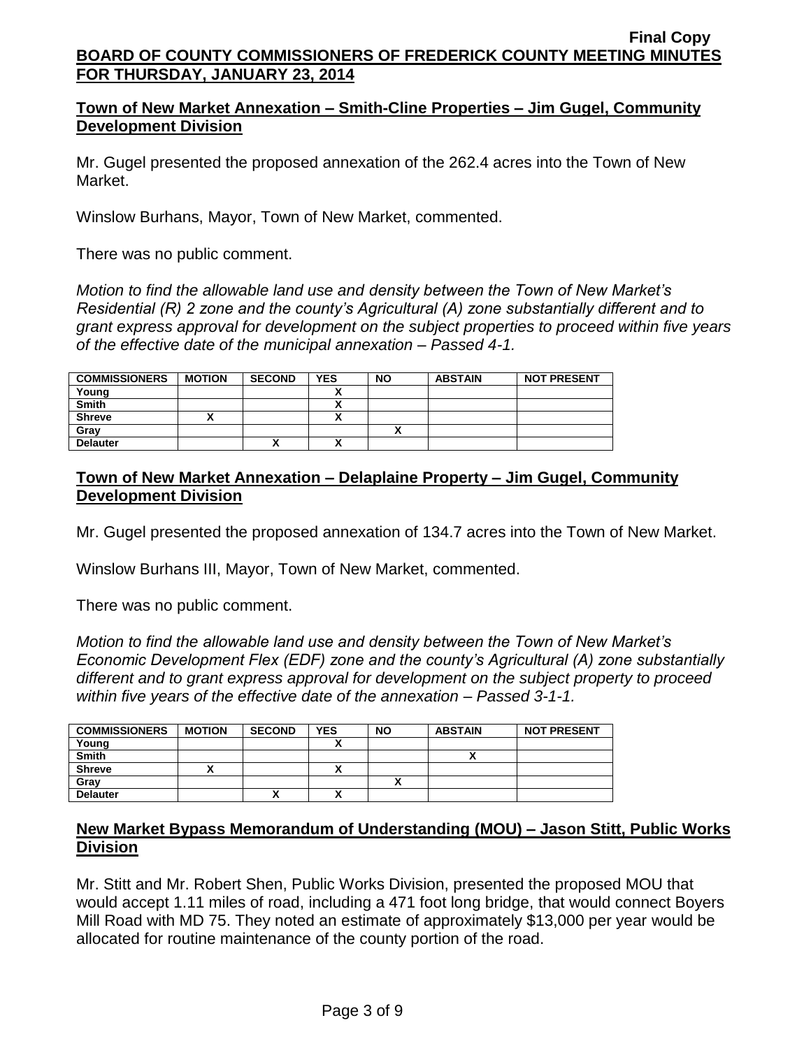**Final Copy**

**BOARD OF COUNTY COMMISSIONERS OF FREDERICK COUNTY MEETING MINUTES FOR THURSDAY, JANUARY 23, 2014**

## Town of New Market Annexation – Smith-Cline Properties – Jim Gugel, Community Development Division

Mr. Gugel presented the proposed annexation of the 262.4 acres into the Town of New Market.

Winslow Burhans, Mayor, Town of New Market, commented.

There was no public comment.

*Motion to find the allowable land use and density between the Town of New Market's Residential (R) 2 zone and the county's Agricultural (A) zone substantially different and to grant express approval for development on the subject properties to proceed within five years of the effective date of the municipal annexation – Passed 4-1.*

| COMMISSIONERS | MOTION | SECOND | YES | NO | ABSTAIN | NOT PRESENT |
|---|---|---|---|---|---|---|
| Young | | | X | | | |
| Smith | | | X | | | |
| Shreve | X | | X | | | |
| Gray | | | | X | | |
| Delauter | | X | X | | | |

## Town of New Market Annexation – Delaplaine Property – Jim Gugel, Community Development Division

Mr. Gugel presented the proposed annexation of 134.7 acres into the Town of New Market.

Winslow Burhans III, Mayor, Town of New Market, commented.

There was no public comment.

*Motion to find the allowable land use and density between the Town of New Market's Economic Development Flex (EDF) zone and the county's Agricultural (A) zone substantially different and to grant express approval for development on the subject property to proceed within five years of the effective date of the annexation – Passed 3-1-1.*

| COMMISSIONERS | MOTION | SECOND | YES | NO | ABSTAIN | NOT PRESENT |
|---|---|---|---|---|---|---|
| Young | | | X | | | |
| Smith | | | | | X | |
| Shreve | X | | X | | | |
| Gray | | | | X | | |
| Delauter | | X | X | | | |

## New Market Bypass Memorandum of Understanding (MOU) – Jason Stitt, Public Works Division

Mr. Stitt and Mr. Robert Shen, Public Works Division, presented the proposed MOU that would accept 1.11 miles of road, including a 471 foot long bridge, that would connect Boyers Mill Road with MD 75. They noted an estimate of approximately $13,000 per year would be allocated for routine maintenance of the county portion of the road.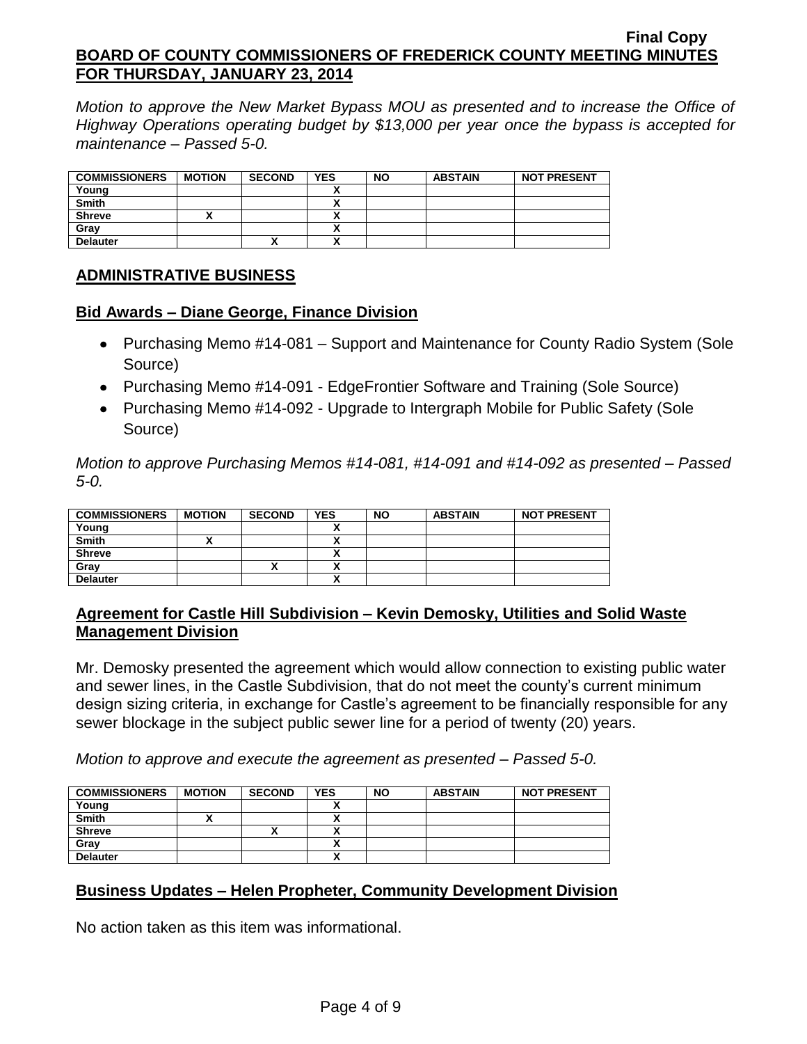*Motion to approve the New Market Bypass MOU as presented and to increase the Office of Highway Operations operating budget by $13,000 per year once the bypass is accepted for maintenance – Passed 5-0.*

| COMMISSIONERS | MOTION | SECOND | YES | NO | ABSTAIN | NOT PRESENT |
|---|---|---|---|---|---|---|
| Young | | | X | | | |
| Smith | | | X | | | |
| Shreve | X | | X | | | |
| Gray | | | X | | | |
| Delauter | | X | X | | | |

## ADMINISTRATIVE BUSINESS

### Bid Awards – Diane George, Finance Division

- Purchasing Memo #14-081 – Support and Maintenance for County Radio System (Sole Source)
- Purchasing Memo #14-091 - EdgeFrontier Software and Training (Sole Source)
- Purchasing Memo #14-092 - Upgrade to Intergraph Mobile for Public Safety (Sole Source)

*Motion to approve Purchasing Memos #14-081, #14-091 and #14-092 as presented – Passed 5-0.*

| COMMISSIONERS | MOTION | SECOND | YES | NO | ABSTAIN | NOT PRESENT |
|---|---|---|---|---|---|---|
| Young | | | X | | | |
| Smith | X | | X | | | |
| Shreve | | | X | | | |
| Gray | | X | X | | | |
| Delauter | | | X | | | |

### Agreement for Castle Hill Subdivision – Kevin Demosky, Utilities and Solid Waste Management Division

Mr. Demosky presented the agreement which would allow connection to existing public water and sewer lines, in the Castle Subdivision, that do not meet the county's current minimum design sizing criteria, in exchange for Castle's agreement to be financially responsible for any sewer blockage in the subject public sewer line for a period of twenty (20) years.

*Motion to approve and execute the agreement as presented – Passed 5-0.*

| COMMISSIONERS | MOTION | SECOND | YES | NO | ABSTAIN | NOT PRESENT |
|---|---|---|---|---|---|---|
| Young | | | X | | | |
| Smith | X | | X | | | |
| Shreve | | X | X | | | |
| Gray | | | X | | | |
| Delauter | | | X | | | |

### Business Updates – Helen Propheter, Community Development Division

No action taken as this item was informational.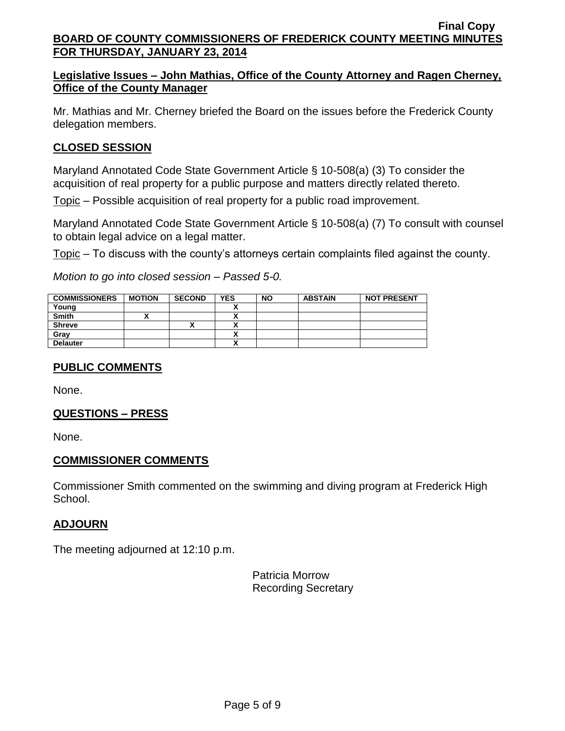## Legislative Issues – John Mathias, Office of the County Attorney and Ragen Cherney, Office of the County Manager

Mr. Mathias and Mr. Cherney briefed the Board on the issues before the Frederick County delegation members.

## CLOSED SESSION

Maryland Annotated Code State Government Article § 10-508(a) (3) To consider the acquisition of real property for a public purpose and matters directly related thereto.

Topic – Possible acquisition of real property for a public road improvement.

Maryland Annotated Code State Government Article § 10-508(a) (7) To consult with counsel to obtain legal advice on a legal matter.

Topic – To discuss with the county's attorneys certain complaints filed against the county.

*Motion to go into closed session – Passed 5-0.*

| COMMISSIONERS | MOTION | SECOND | YES | NO | ABSTAIN | NOT PRESENT |
|---|---|---|---|---|---|---|
| Young | | | X | | | |
| Smith | X | | X | | | |
| Shreve | | X | X | | | |
| Gray | | | X | | | |
| Delauter | | | X | | | |

## PUBLIC COMMENTS

None.

## QUESTIONS – PRESS

None.

## COMMISSIONER COMMENTS

Commissioner Smith commented on the swimming and diving program at Frederick High School.

## ADJOURN

The meeting adjourned at 12:10 p.m.

Patricia Morrow
Recording Secretary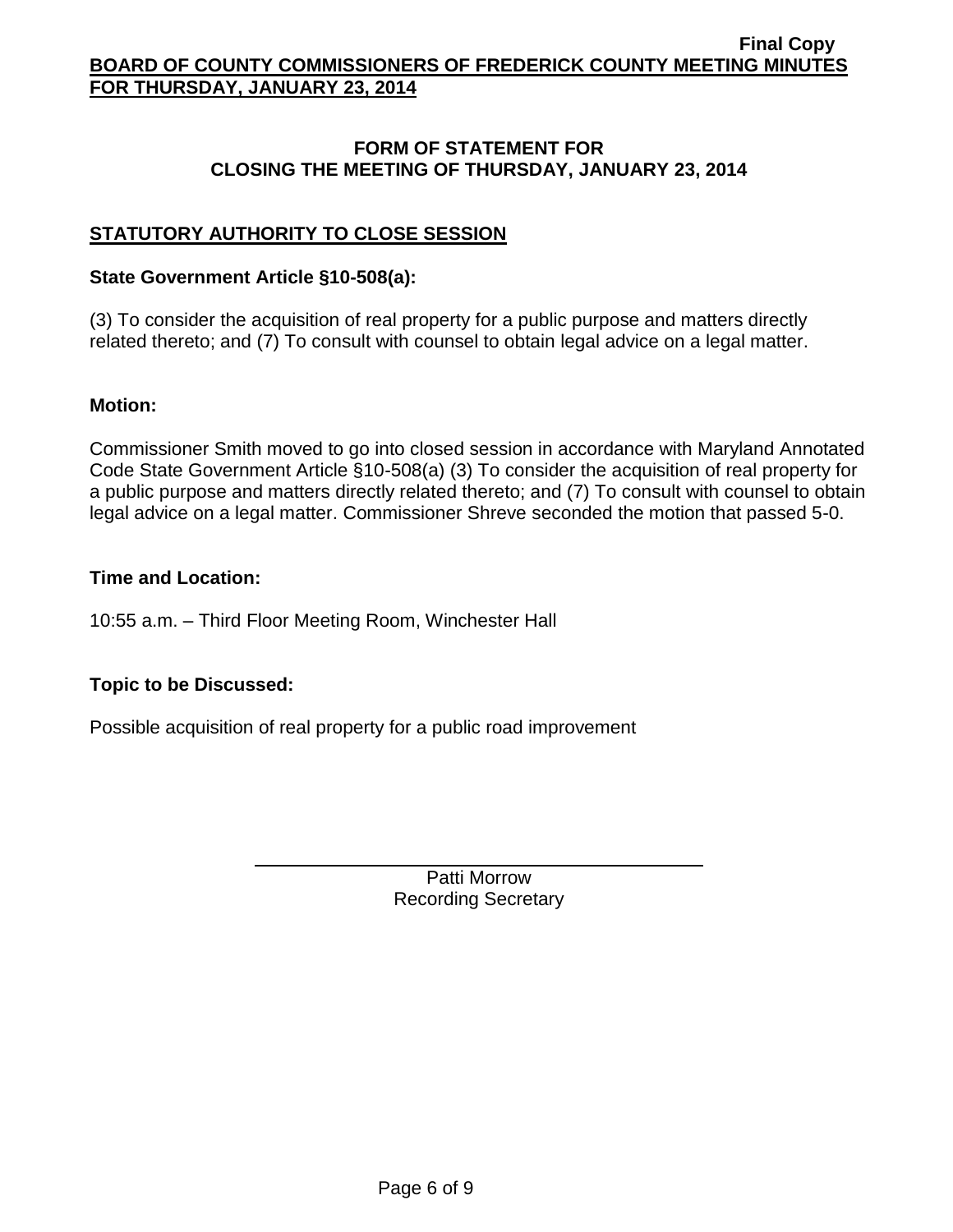## FORM OF STATEMENT FOR CLOSING THE MEETING OF THURSDAY, JANUARY 23, 2014

### STATUTORY AUTHORITY TO CLOSE SESSION

**State Government Article §10-508(a):**

(3) To consider the acquisition of real property for a public purpose and matters directly related thereto; and (7) To consult with counsel to obtain legal advice on a legal matter.

**Motion:**

Commissioner Smith moved to go into closed session in accordance with Maryland Annotated Code State Government Article §10-508(a) (3) To consider the acquisition of real property for a public purpose and matters directly related thereto; and (7) To consult with counsel to obtain legal advice on a legal matter. Commissioner Shreve seconded the motion that passed 5-0.

**Time and Location:**

10:55 a.m. – Third Floor Meeting Room, Winchester Hall

**Topic to be Discussed:**

Possible acquisition of real property for a public road improvement

Patti Morrow
Recording Secretary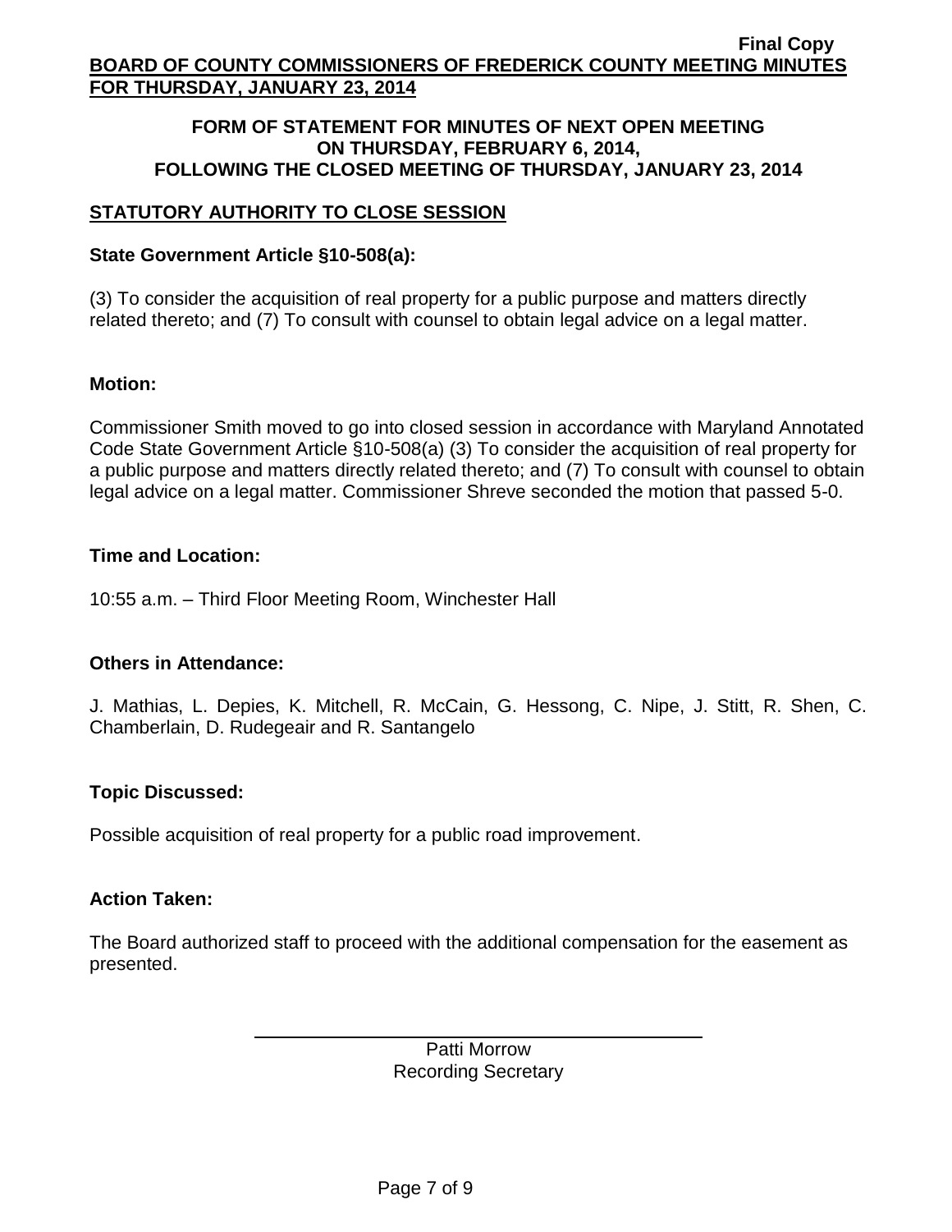**FORM OF STATEMENT FOR MINUTES OF NEXT OPEN MEETING ON THURSDAY, FEBRUARY 6, 2014, FOLLOWING THE CLOSED MEETING OF THURSDAY, JANUARY 23, 2014**

## STATUTORY AUTHORITY TO CLOSE SESSION

### State Government Article §10-508(a):

(3) To consider the acquisition of real property for a public purpose and matters directly related thereto; and (7) To consult with counsel to obtain legal advice on a legal matter.

### Motion:

Commissioner Smith moved to go into closed session in accordance with Maryland Annotated Code State Government Article §10-508(a) (3) To consider the acquisition of real property for a public purpose and matters directly related thereto; and (7) To consult with counsel to obtain legal advice on a legal matter. Commissioner Shreve seconded the motion that passed 5-0.

### Time and Location:

10:55 a.m. – Third Floor Meeting Room, Winchester Hall

### Others in Attendance:

J. Mathias, L. Depies, K. Mitchell, R. McCain, G. Hessong, C. Nipe, J. Stitt, R. Shen, C. Chamberlain, D. Rudegeair and R. Santangelo

### Topic Discussed:

Possible acquisition of real property for a public road improvement.

### Action Taken:

The Board authorized staff to proceed with the additional compensation for the easement as presented.

Patti Morrow
Recording Secretary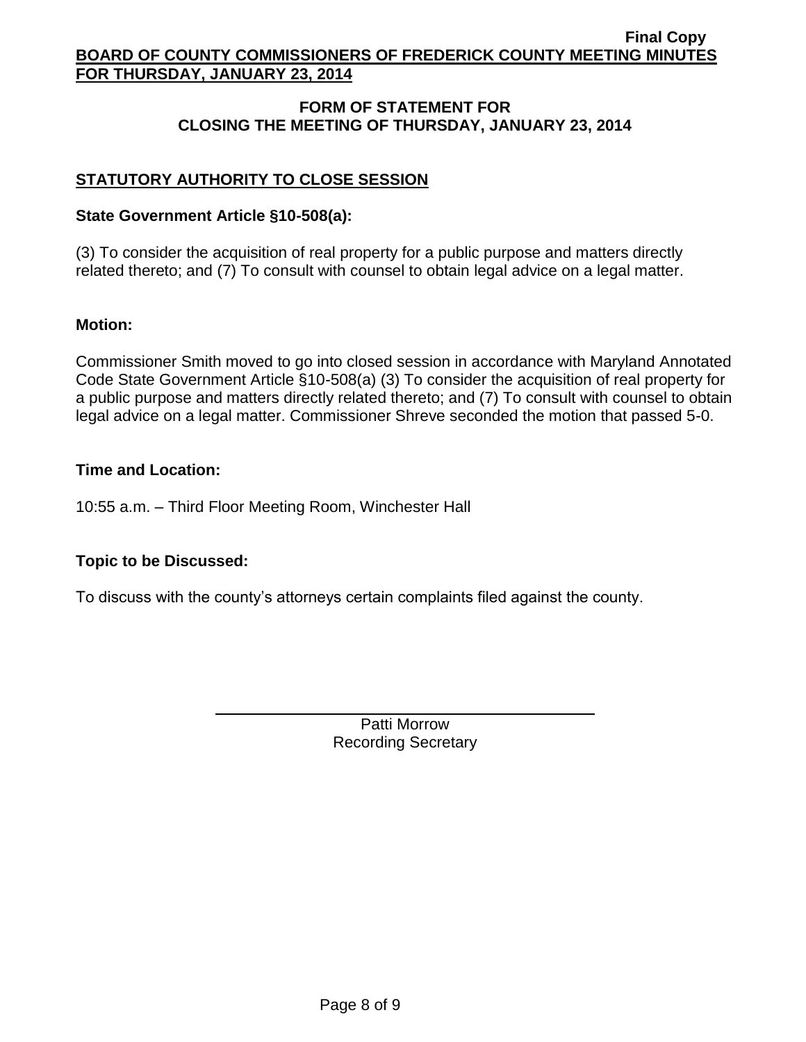## FORM OF STATEMENT FOR CLOSING THE MEETING OF THURSDAY, JANUARY 23, 2014

### STATUTORY AUTHORITY TO CLOSE SESSION

**State Government Article §10-508(a):**

(3) To consider the acquisition of real property for a public purpose and matters directly related thereto; and (7) To consult with counsel to obtain legal advice on a legal matter.

**Motion:**

Commissioner Smith moved to go into closed session in accordance with Maryland Annotated Code State Government Article §10-508(a) (3) To consider the acquisition of real property for a public purpose and matters directly related thereto; and (7) To consult with counsel to obtain legal advice on a legal matter. Commissioner Shreve seconded the motion that passed 5-0.

**Time and Location:**

10:55 a.m. – Third Floor Meeting Room, Winchester Hall

**Topic to be Discussed:**

To discuss with the county's attorneys certain complaints filed against the county.

Patti Morrow
Recording Secretary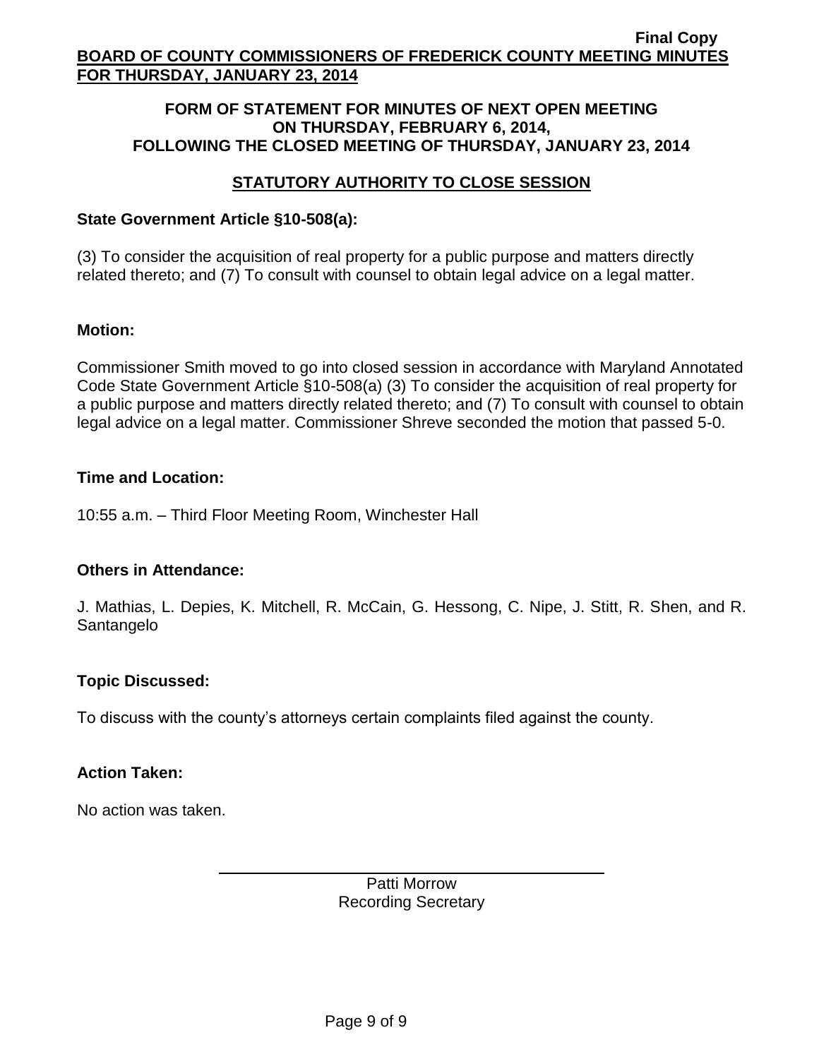**FORM OF STATEMENT FOR MINUTES OF NEXT OPEN MEETING ON THURSDAY, FEBRUARY 6, 2014, FOLLOWING THE CLOSED MEETING OF THURSDAY, JANUARY 23, 2014**

## STATUTORY AUTHORITY TO CLOSE SESSION

**State Government Article §10-508(a):**

(3) To consider the acquisition of real property for a public purpose and matters directly related thereto; and (7) To consult with counsel to obtain legal advice on a legal matter.

**Motion:**

Commissioner Smith moved to go into closed session in accordance with Maryland Annotated Code State Government Article §10-508(a) (3) To consider the acquisition of real property for a public purpose and matters directly related thereto; and (7) To consult with counsel to obtain legal advice on a legal matter. Commissioner Shreve seconded the motion that passed 5-0.

**Time and Location:**

10:55 a.m. – Third Floor Meeting Room, Winchester Hall

**Others in Attendance:**

J. Mathias, L. Depies, K. Mitchell, R. McCain, G. Hessong, C. Nipe, J. Stitt, R. Shen, and R. Santangelo

**Topic Discussed:**

To discuss with the county's attorneys certain complaints filed against the county.

**Action Taken:**

No action was taken.

Patti Morrow
Recording Secretary